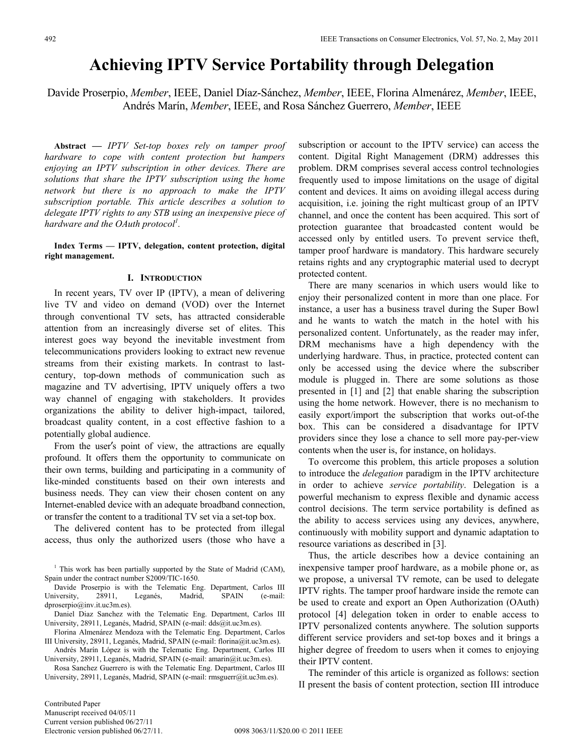# Achieving IPTV Service Portability through Delegation

Davide Proserpio, *Member*, IEEE, Daniel Díaz-Sánchez, *Member*, IEEE, Florina Almenárez, *Member*, IEEE, Andrés Marín, *Member*, IEEE, and Rosa Sánchez Guerrero, *Member*, IEEE

**Abstract** — *IPTV Set-top boxes rely on tamper proof hardware to cope with content protection but hampers enjoying an IPTV subscription in other devices. There are solutions that share the IPTV subscription using the home network but there is no approach to make the IPTV subscription portable. This article describes a solution to delegate IPTV rights to any STB using an inexpensive piece of hardware and the OAuth protocol*[1].

**Index Terms — IPTV, delegation, content protection, digital right management.**

## I. Introduction

In recent years, TV over IP (IPTV), a mean of delivering live TV and video on demand (VOD) over the Internet through conventional TV sets, has attracted considerable attention from an increasingly diverse set of elites. This interest goes way beyond the inevitable investment from telecommunications providers looking to extract new revenue streams from their existing markets. In contrast to last-century, top-down methods of communication such as magazine and TV advertising, IPTV uniquely offers a two way channel of engaging with stakeholders. It provides organizations the ability to deliver high-impact, tailored, broadcast quality content, in a cost effective fashion to a potentially global audience.

From the user′s point of view, the attractions are equally profound. It offers them the opportunity to communicate on their own terms, building and participating in a community of like-minded constituents based on their own interests and business needs. They can view their chosen content on any Internet-enabled device with an adequate broadband connection, or transfer the content to a traditional TV set via a set-top box.

The delivered content has to be protected from illegal access, thus only the authorized users (those who have a subscription or account to the IPTV service) can access the content. Digital Right Management (DRM) addresses this problem. DRM comprises several access control technologies frequently used to impose limitations on the usage of digital content and devices. It aims on avoiding illegal access during acquisition, i.e. joining the right multicast group of an IPTV channel, and once the content has been acquired. This sort of protection guarantee that broadcasted content would be accessed only by entitled users. To prevent service theft, tamper proof hardware is mandatory. This hardware securely retains rights and any cryptographic material used to decrypt protected content.

There are many scenarios in which users would like to enjoy their personalized content in more than one place. For instance, a user has a business travel during the Super Bowl and he wants to watch the match in the hotel with his personalized content. Unfortunately, as the reader may infer, DRM mechanisms have a high dependency with the underlying hardware. Thus, in practice, protected content can only be accessed using the device where the subscriber module is plugged in. There are some solutions as those presented in [1] and [2] that enable sharing the subscription using the home network. However, there is no mechanism to easily export/import the subscription that works out-of-the box. This can be considered a disadvantage for IPTV providers since they lose a chance to sell more pay-per-view contents when the user is, for instance, on holidays.

To overcome this problem, this article proposes a solution to introduce the *delegation* paradigm in the IPTV architecture in order to achieve *service portability*. Delegation is a powerful mechanism to express flexible and dynamic access control decisions. The term service portability is defined as the ability to access services using any devices, anywhere, continuously with mobility support and dynamic adaptation to resource variations as described in [3].

Thus, the article describes how a device containing an inexpensive tamper proof hardware, as a mobile phone or, as we propose, a universal TV remote, can be used to delegate IPTV rights. The tamper proof hardware inside the remote can be used to create and export an Open Authorization (OAuth) protocol [4] delegation token in order to enable access to IPTV personalized contents anywhere. The solution supports different service providers and set-top boxes and it brings a higher degree of freedom to users when it comes to enjoying their IPTV content.

The reminder of this article is organized as follows: section II present the basis of content protection, section III introduce

---

[1] This work has been partially supported by the State of Madrid (CAM), Spain under the contract number S2009/TIC-1650.

Davide Proserpio is with the Telematic Eng. Department, Carlos III University, 28911, Leganés, Madrid, SPAIN (e-mail: dproserpio@inv.it.uc3m.es).

Daniel Diaz Sanchez with the Telematic Eng. Department, Carlos III University, 28911, Leganés, Madrid, SPAIN (e-mail: dds@it.uc3m.es).

Florina Almenárez Mendoza with the Telematic Eng. Department, Carlos III University, 28911, Leganés, Madrid, SPAIN (e-mail: florina@it.uc3m.es).

Andrés Marín López is with the Telematic Eng. Department, Carlos III University, 28911, Leganés, Madrid, SPAIN (e-mail: amarin@it.uc3m.es).

Rosa Sanchez Guerrero is with the Telematic Eng. Department, Carlos III University, 28911, Leganés, Madrid, SPAIN (e-mail: rmsguerr@it.uc3m.es).

Contributed Paper
Manuscript received 04/05/11
Current version published 06/27/11
Electronic version published 06/27/11. 0098 3063/11/$20.00 © 2011 IEEE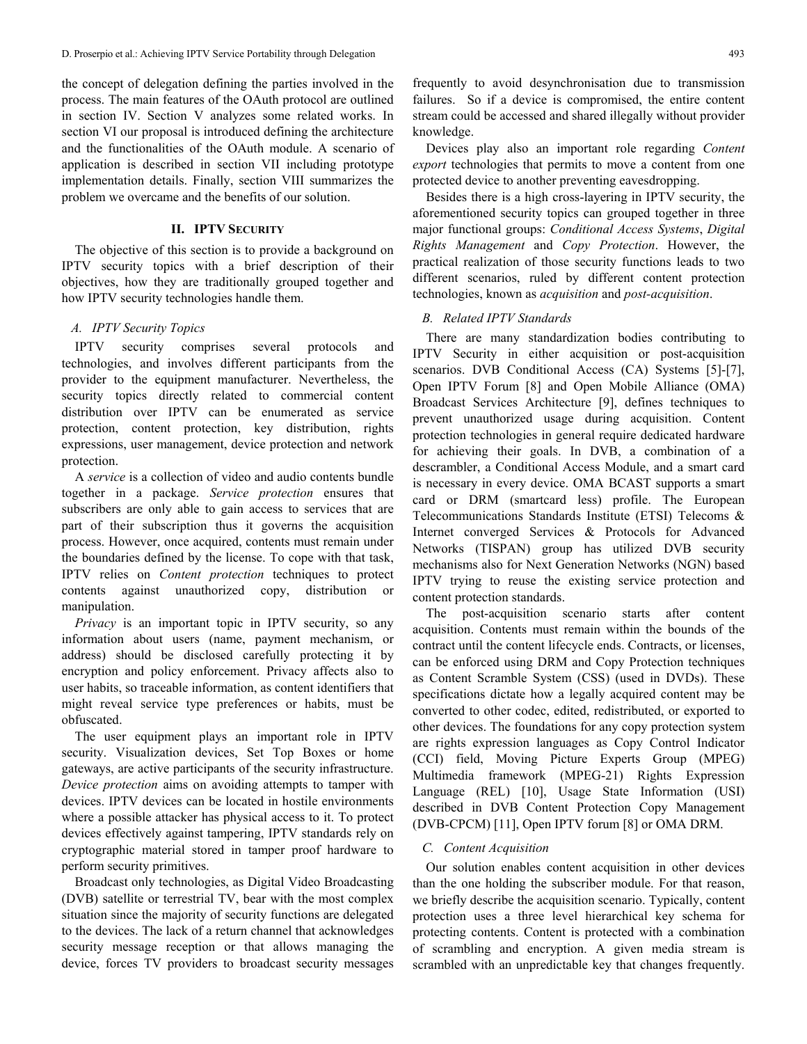the concept of delegation defining the parties involved in the process. The main features of the OAuth protocol are outlined in section IV. Section V analyzes some related works. In section VI our proposal is introduced defining the architecture and the functionalities of the OAuth module. A scenario of application is described in section VII including prototype implementation details. Finally, section VIII summarizes the problem we overcame and the benefits of our solution.

## II. IPTV Security

The objective of this section is to provide a background on IPTV security topics with a brief description of their objectives, how they are traditionally grouped together and how IPTV security technologies handle them.

### A. IPTV Security Topics

IPTV security comprises several protocols and technologies, and involves different participants from the provider to the equipment manufacturer. Nevertheless, the security topics directly related to commercial content distribution over IPTV can be enumerated as service protection, content protection, key distribution, rights expressions, user management, device protection and network protection.

A *service* is a collection of video and audio contents bundle together in a package. *Service protection* ensures that subscribers are only able to gain access to services that are part of their subscription thus it governs the acquisition process. However, once acquired, contents must remain under the boundaries defined by the license. To cope with that task, IPTV relies on *Content protection* techniques to protect contents against unauthorized copy, distribution or manipulation.

*Privacy* is an important topic in IPTV security, so any information about users (name, payment mechanism, or address) should be disclosed carefully protecting it by encryption and policy enforcement. Privacy affects also to user habits, so traceable information, as content identifiers that might reveal service type preferences or habits, must be obfuscated.

The user equipment plays an important role in IPTV security. Visualization devices, Set Top Boxes or home gateways, are active participants of the security infrastructure. *Device protection* aims on avoiding attempts to tamper with devices. IPTV devices can be located in hostile environments where a possible attacker has physical access to it. To protect devices effectively against tampering, IPTV standards rely on cryptographic material stored in tamper proof hardware to perform security primitives.

Broadcast only technologies, as Digital Video Broadcasting (DVB) satellite or terrestrial TV, bear with the most complex situation since the majority of security functions are delegated to the devices. The lack of a return channel that acknowledges security message reception or that allows managing the device, forces TV providers to broadcast security messages frequently to avoid desynchronisation due to transmission failures. So if a device is compromised, the entire content stream could be accessed and shared illegally without provider knowledge.

Devices play also an important role regarding *Content export* technologies that permits to move a content from one protected device to another preventing eavesdropping.

Besides there is a high cross-layering in IPTV security, the aforementioned security topics can grouped together in three major functional groups: *Conditional Access Systems*, *Digital Rights Management* and *Copy Protection*. However, the practical realization of those security functions leads to two different scenarios, ruled by different content protection technologies, known as *acquisition* and *post-acquisition*.

### B. Related IPTV Standards

There are many standardization bodies contributing to IPTV Security in either acquisition or post-acquisition scenarios. DVB Conditional Access (CA) Systems [5]-[7], Open IPTV Forum [8] and Open Mobile Alliance (OMA) Broadcast Services Architecture [9], defines techniques to prevent unauthorized usage during acquisition. Content protection technologies in general require dedicated hardware for achieving their goals. In DVB, a combination of a descrambler, a Conditional Access Module, and a smart card is necessary in every device. OMA BCAST supports a smart card or DRM (smartcard less) profile. The European Telecommunications Standards Institute (ETSI) Telecoms & Internet converged Services & Protocols for Advanced Networks (TISPAN) group has utilized DVB security mechanisms also for Next Generation Networks (NGN) based IPTV trying to reuse the existing service protection and content protection standards.

The post-acquisition scenario starts after content acquisition. Contents must remain within the bounds of the contract until the content lifecycle ends. Contracts, or licenses, can be enforced using DRM and Copy Protection techniques as Content Scramble System (CSS) (used in DVDs). These specifications dictate how a legally acquired content may be converted to other codec, edited, redistributed, or exported to other devices. The foundations for any copy protection system are rights expression languages as Copy Control Indicator (CCI) field, Moving Picture Experts Group (MPEG) Multimedia framework (MPEG-21) Rights Expression Language (REL) [10], Usage State Information (USI) described in DVB Content Protection Copy Management (DVB-CPCM) [11], Open IPTV forum [8] or OMA DRM.

### C. Content Acquisition

Our solution enables content acquisition in other devices than the one holding the subscriber module. For that reason, we briefly describe the acquisition scenario. Typically, content protection uses a three level hierarchical key schema for protecting contents. Content is protected with a combination of scrambling and encryption. A given media stream is scrambled with an unpredictable key that changes frequently.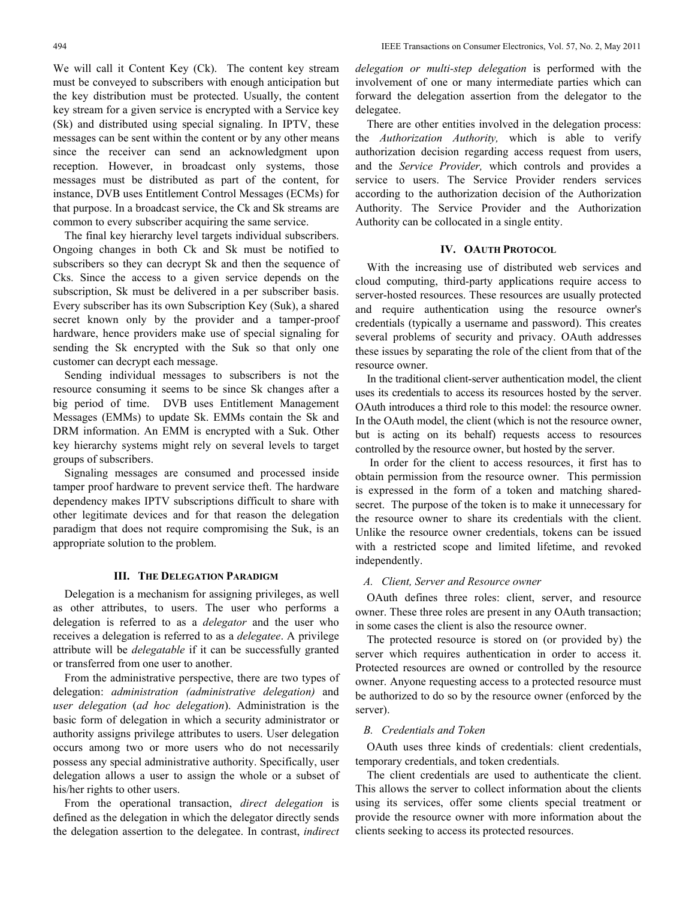We will call it Content Key (Ck). The content key stream must be conveyed to subscribers with enough anticipation but the key distribution must be protected. Usually, the content key stream for a given service is encrypted with a Service key (Sk) and distributed using special signaling. In IPTV, these messages can be sent within the content or by any other means since the receiver can send an acknowledgment upon reception. However, in broadcast only systems, those messages must be distributed as part of the content, for instance, DVB uses Entitlement Control Messages (ECMs) for that purpose. In a broadcast service, the Ck and Sk streams are common to every subscriber acquiring the same service.

The final key hierarchy level targets individual subscribers. Ongoing changes in both Ck and Sk must be notified to subscribers so they can decrypt Sk and then the sequence of Cks. Since the access to a given service depends on the subscription, Sk must be delivered in a per subscriber basis. Every subscriber has its own Subscription Key (Suk), a shared secret known only by the provider and a tamper-proof hardware, hence providers make use of special signaling for sending the Sk encrypted with the Suk so that only one customer can decrypt each message.

Sending individual messages to subscribers is not the resource consuming it seems to be since Sk changes after a big period of time. DVB uses Entitlement Management Messages (EMMs) to update Sk. EMMs contain the Sk and DRM information. An EMM is encrypted with a Suk. Other key hierarchy systems might rely on several levels to target groups of subscribers.

Signaling messages are consumed and processed inside tamper proof hardware to prevent service theft. The hardware dependency makes IPTV subscriptions difficult to share with other legitimate devices and for that reason the delegation paradigm that does not require compromising the Suk, is an appropriate solution to the problem.

## III. The Delegation Paradigm

Delegation is a mechanism for assigning privileges, as well as other attributes, to users. The user who performs a delegation is referred to as a *delegator* and the user who receives a delegation is referred to as a *delegatee*. A privilege attribute will be *delegatable* if it can be successfully granted or transferred from one user to another.

From the administrative perspective, there are two types of delegation: *administration (administrative delegation)* and *user delegation* (*ad hoc delegation*). Administration is the basic form of delegation in which a security administrator or authority assigns privilege attributes to users. User delegation occurs among two or more users who do not necessarily possess any special administrative authority. Specifically, user delegation allows a user to assign the whole or a subset of his/her rights to other users.

From the operational transaction, *direct delegation* is defined as the delegation in which the delegator directly sends the delegation assertion to the delegatee. In contrast, *indirect delegation or multi-step delegation* is performed with the involvement of one or many intermediate parties which can forward the delegation assertion from the delegator to the delegatee.

There are other entities involved in the delegation process: the *Authorization Authority,* which is able to verify authorization decision regarding access request from users, and the *Service Provider,* which controls and provides a service to users. The Service Provider renders services according to the authorization decision of the Authorization Authority. The Service Provider and the Authorization Authority can be collocated in a single entity.

## IV. OAuth Protocol

With the increasing use of distributed web services and cloud computing, third-party applications require access to server-hosted resources. These resources are usually protected and require authentication using the resource owner's credentials (typically a username and password). This creates several problems of security and privacy. OAuth addresses these issues by separating the role of the client from that of the resource owner.

In the traditional client-server authentication model, the client uses its credentials to access its resources hosted by the server. OAuth introduces a third role to this model: the resource owner. In the OAuth model, the client (which is not the resource owner, but is acting on its behalf) requests access to resources controlled by the resource owner, but hosted by the server.

In order for the client to access resources, it first has to obtain permission from the resource owner. This permission is expressed in the form of a token and matching shared-secret. The purpose of the token is to make it unnecessary for the resource owner to share its credentials with the client. Unlike the resource owner credentials, tokens can be issued with a restricted scope and limited lifetime, and revoked independently.

### A. Client, Server and Resource owner

OAuth defines three roles: client, server, and resource owner. These three roles are present in any OAuth transaction; in some cases the client is also the resource owner.

The protected resource is stored on (or provided by) the server which requires authentication in order to access it. Protected resources are owned or controlled by the resource owner. Anyone requesting access to a protected resource must be authorized to do so by the resource owner (enforced by the server).

### B. Credentials and Token

OAuth uses three kinds of credentials: client credentials, temporary credentials, and token credentials.

The client credentials are used to authenticate the client. This allows the server to collect information about the clients using its services, offer some clients special treatment or provide the resource owner with more information about the clients seeking to access its protected resources.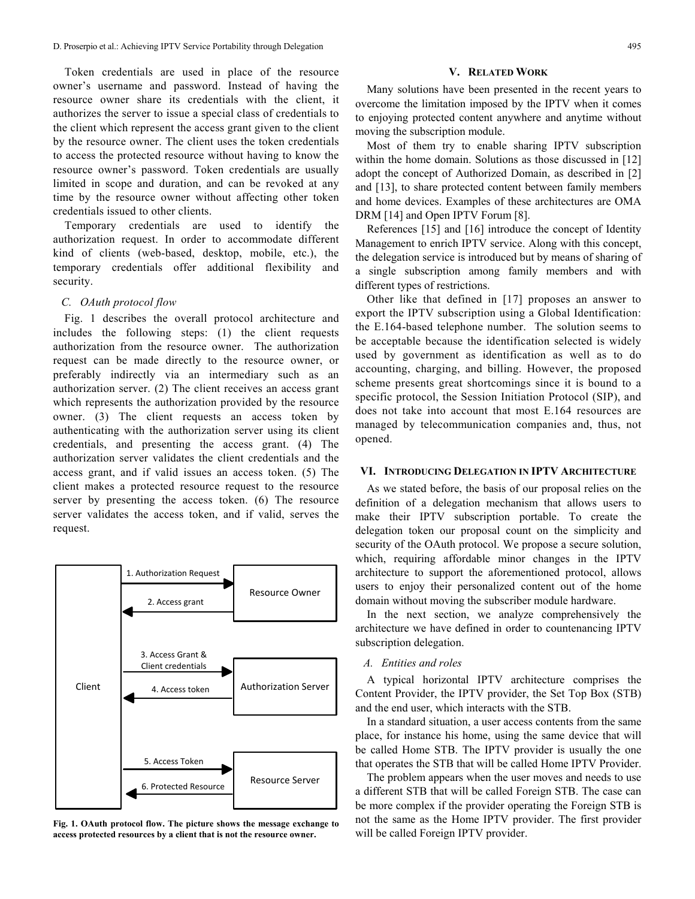Token credentials are used in place of the resource owner's username and password. Instead of having the resource owner share its credentials with the client, it authorizes the server to issue a special class of credentials to the client which represent the access grant given to the client by the resource owner. The client uses the token credentials to access the protected resource without having to know the resource owner's password. Token credentials are usually limited in scope and duration, and can be revoked at any time by the resource owner without affecting other token credentials issued to other clients.

Temporary credentials are used to identify the authorization request. In order to accommodate different kind of clients (web-based, desktop, mobile, etc.), the temporary credentials offer additional flexibility and security.

### *C. OAuth protocol flow*

Fig. 1 describes the overall protocol architecture and includes the following steps: (1) the client requests authorization from the resource owner. The authorization request can be made directly to the resource owner, or preferably indirectly via an intermediary such as an authorization server. (2) The client receives an access grant which represents the authorization provided by the resource owner. (3) The client requests an access token by authenticating with the authorization server using its client credentials, and presenting the access grant. (4) The authorization server validates the client credentials and the access grant, and if valid issues an access token. (5) The client makes a protected resource request to the resource server by presenting the access token. (6) The resource server validates the access token, and if valid, serves the request.

Client — 1. Authorization Request → Resource Owner; 2. Access grant ← Resource Owner
Client — 3. Access Grant & Client credentials → Authorization Server; 4. Access token ← Authorization Server
Client — 5. Access Token → Resource Server; 6. Protected Resource ← Resource Server

**Fig. 1. OAuth protocol flow. The picture shows the message exchange to access protected resources by a client that is not the resource owner.**

## V. Related Work

Many solutions have been presented in the recent years to overcome the limitation imposed by the IPTV when it comes to enjoying protected content anywhere and anytime without moving the subscription module.

Most of them try to enable sharing IPTV subscription within the home domain. Solutions as those discussed in [12] adopt the concept of Authorized Domain, as described in [2] and [13], to share protected content between family members and home devices. Examples of these architectures are OMA DRM [14] and Open IPTV Forum [8].

References [15] and [16] introduce the concept of Identity Management to enrich IPTV service. Along with this concept, the delegation service is introduced but by means of sharing of a single subscription among family members and with different types of restrictions.

Other like that defined in [17] proposes an answer to export the IPTV subscription using a Global Identification: the E.164-based telephone number. The solution seems to be acceptable because the identification selected is widely used by government as identification as well as to do accounting, charging, and billing. However, the proposed scheme presents great shortcomings since it is bound to a specific protocol, the Session Initiation Protocol (SIP), and does not take into account that most E.164 resources are managed by telecommunication companies and, thus, not opened.

## VI. Introducing Delegation in IPTV Architecture

As we stated before, the basis of our proposal relies on the definition of a delegation mechanism that allows users to make their IPTV subscription portable. To create the delegation token our proposal count on the simplicity and security of the OAuth protocol. We propose a secure solution, which, requiring affordable minor changes in the IPTV architecture to support the aforementioned protocol, allows users to enjoy their personalized content out of the home domain without moving the subscriber module hardware.

In the next section, we analyze comprehensively the architecture we have defined in order to countenancing IPTV subscription delegation.

### *A. Entities and roles*

A typical horizontal IPTV architecture comprises the Content Provider, the IPTV provider, the Set Top Box (STB) and the end user, which interacts with the STB.

In a standard situation, a user access contents from the same place, for instance his home, using the same device that will be called Home STB. The IPTV provider is usually the one that operates the STB that will be called Home IPTV Provider.

The problem appears when the user moves and needs to use a different STB that will be called Foreign STB. The case can be more complex if the provider operating the Foreign STB is not the same as the Home IPTV provider. The first provider will be called Foreign IPTV provider.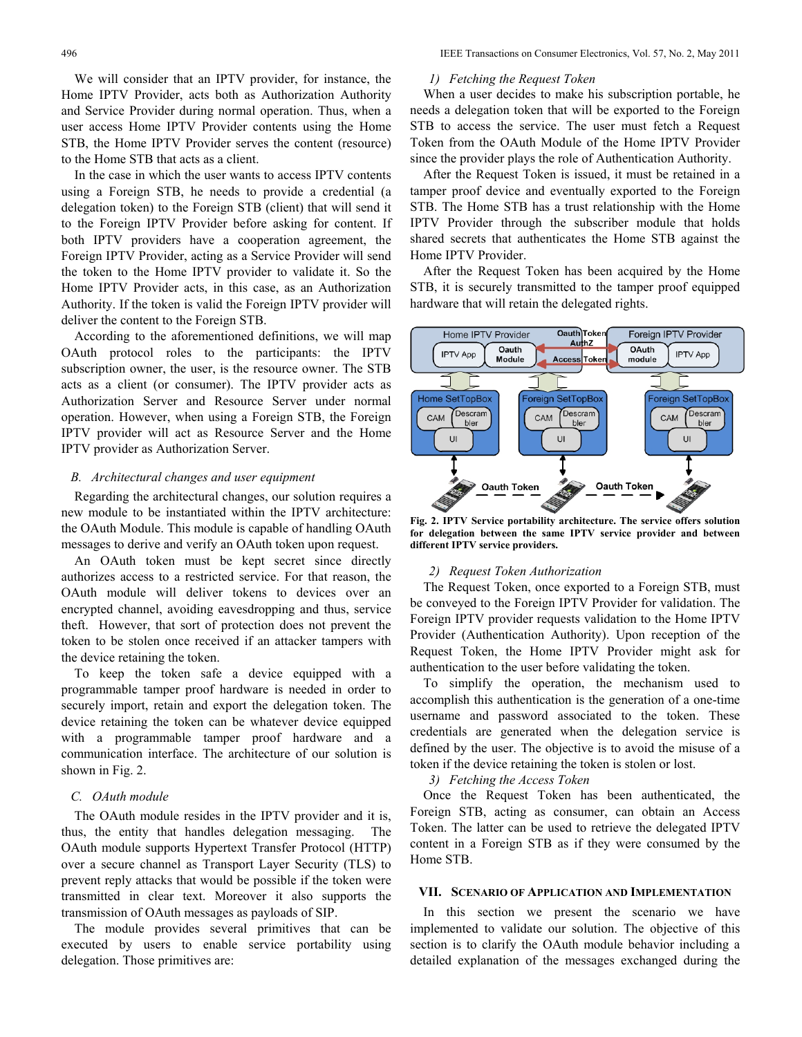We will consider that an IPTV provider, for instance, the Home IPTV Provider, acts both as Authorization Authority and Service Provider during normal operation. Thus, when a user access Home IPTV Provider contents using the Home STB, the Home IPTV Provider serves the content (resource) to the Home STB that acts as a client.

In the case in which the user wants to access IPTV contents using a Foreign STB, he needs to provide a credential (a delegation token) to the Foreign STB (client) that will send it to the Foreign IPTV Provider before asking for content. If both IPTV providers have a cooperation agreement, the Foreign IPTV Provider, acting as a Service Provider will send the token to the Home IPTV provider to validate it. So the Home IPTV Provider acts, in this case, as an Authorization Authority. If the token is valid the Foreign IPTV provider will deliver the content to the Foreign STB.

According to the aforementioned definitions, we will map OAuth protocol roles to the participants: the IPTV subscription owner, the user, is the resource owner. The STB acts as a client (or consumer). The IPTV provider acts as Authorization Server and Resource Server under normal operation. However, when using a Foreign STB, the Foreign IPTV provider will act as Resource Server and the Home IPTV provider as Authorization Server.

### *B. Architectural changes and user equipment*

Regarding the architectural changes, our solution requires a new module to be instantiated within the IPTV architecture: the OAuth Module. This module is capable of handling OAuth messages to derive and verify an OAuth token upon request.

An OAuth token must be kept secret since directly authorizes access to a restricted service. For that reason, the OAuth module will deliver tokens to devices over an encrypted channel, avoiding eavesdropping and thus, service theft. However, that sort of protection does not prevent the token to be stolen once received if an attacker tampers with the device retaining the token.

To keep the token safe a device equipped with a programmable tamper proof hardware is needed in order to securely import, retain and export the delegation token. The device retaining the token can be whatever device equipped with a programmable tamper proof hardware and a communication interface. The architecture of our solution is shown in Fig. 2.

### *C. OAuth module*

The OAuth module resides in the IPTV provider and it is, thus, the entity that handles delegation messaging. The OAuth module supports Hypertext Transfer Protocol (HTTP) over a secure channel as Transport Layer Security (TLS) to prevent reply attacks that would be possible if the token were transmitted in clear text. Moreover it also supports the transmission of OAuth messages as payloads of SIP.

The module provides several primitives that can be executed by users to enable service portability using delegation. Those primitives are:

#### *1) Fetching the Request Token*

When a user decides to make his subscription portable, he needs a delegation token that will be exported to the Foreign STB to access the service. The user must fetch a Request Token from the OAuth Module of the Home IPTV Provider since the provider plays the role of Authentication Authority.

After the Request Token is issued, it must be retained in a tamper proof device and eventually exported to the Foreign STB. The Home STB has a trust relationship with the Home IPTV Provider through the subscriber module that holds shared secrets that authenticates the Home STB against the Home IPTV Provider.

After the Request Token has been acquired by the Home STB, it is securely transmitted to the tamper proof equipped hardware that will retain the delegated rights.

**Fig. 2. IPTV Service portability architecture. The service offers solution for delegation between the same IPTV service provider and between different IPTV service providers.**

#### *2) Request Token Authorization*

The Request Token, once exported to a Foreign STB, must be conveyed to the Foreign IPTV Provider for validation. The Foreign IPTV provider requests validation to the Home IPTV Provider (Authentication Authority). Upon reception of the Request Token, the Home IPTV Provider might ask for authentication to the user before validating the token.

To simplify the operation, the mechanism used to accomplish this authentication is the generation of a one-time username and password associated to the token. These credentials are generated when the delegation service is defined by the user. The objective is to avoid the misuse of a token if the device retaining the token is stolen or lost.

#### *3) Fetching the Access Token*

Once the Request Token has been authenticated, the Foreign STB, acting as consumer, can obtain an Access Token. The latter can be used to retrieve the delegated IPTV content in a Foreign STB as if they were consumed by the Home STB.

## VII. Scenario of Application and Implementation

In this section we present the scenario we have implemented to validate our solution. The objective of this section is to clarify the OAuth module behavior including a detailed explanation of the messages exchanged during the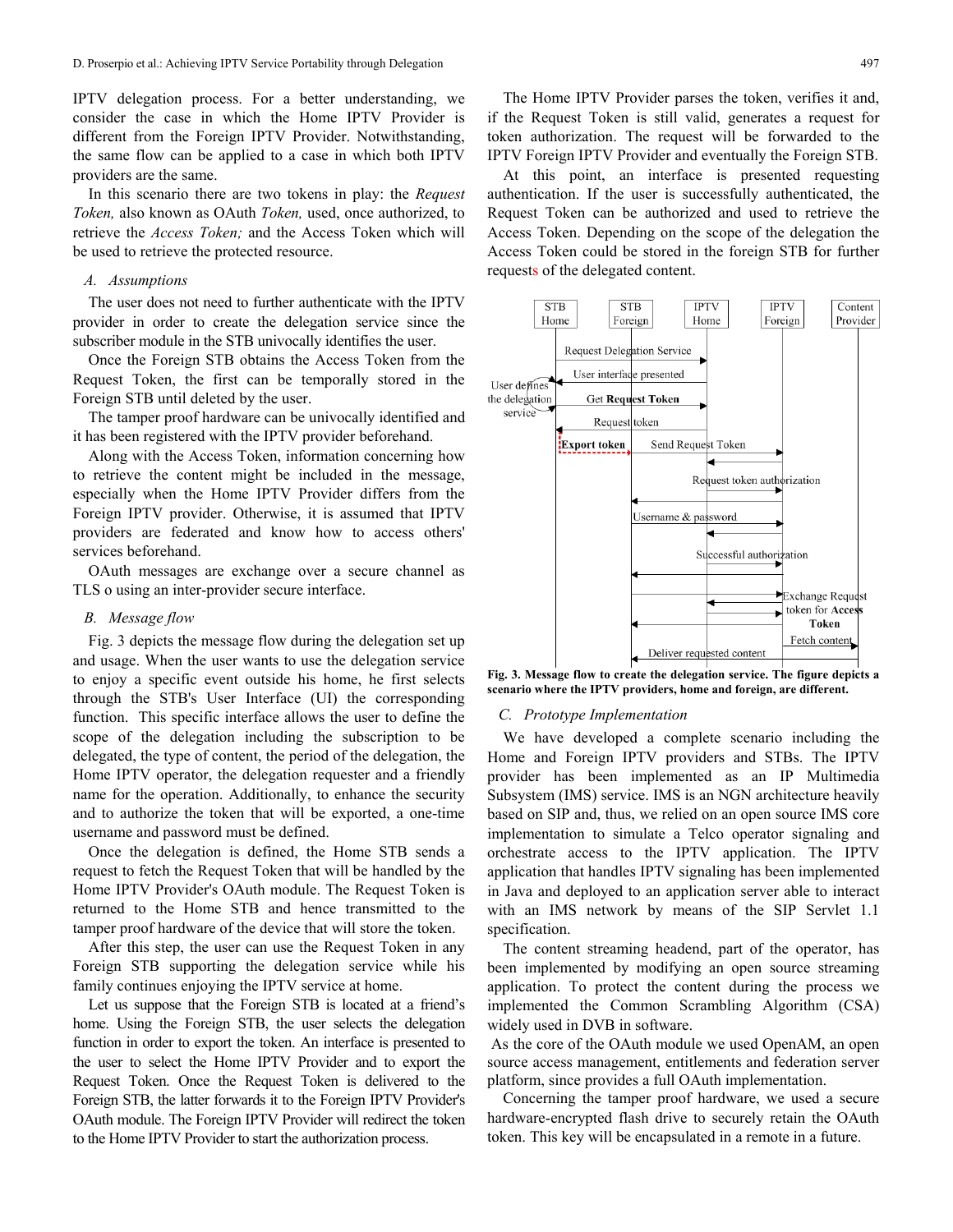IPTV delegation process. For a better understanding, we consider the case in which the Home IPTV Provider is different from the Foreign IPTV Provider. Notwithstanding, the same flow can be applied to a case in which both IPTV providers are the same.

In this scenario there are two tokens in play: the *Request Token,* also known as OAuth *Token,* used, once authorized, to retrieve the *Access Token;* and the Access Token which will be used to retrieve the protected resource.

### *A. Assumptions*

The user does not need to further authenticate with the IPTV provider in order to create the delegation service since the subscriber module in the STB univocally identifies the user.

Once the Foreign STB obtains the Access Token from the Request Token, the first can be temporally stored in the Foreign STB until deleted by the user.

The tamper proof hardware can be univocally identified and it has been registered with the IPTV provider beforehand.

Along with the Access Token, information concerning how to retrieve the content might be included in the message, especially when the Home IPTV Provider differs from the Foreign IPTV provider. Otherwise, it is assumed that IPTV providers are federated and know how to access others' services beforehand.

OAuth messages are exchange over a secure channel as TLS o using an inter-provider secure interface.

### *B. Message flow*

Fig. 3 depicts the message flow during the delegation set up and usage. When the user wants to use the delegation service to enjoy a specific event outside his home, he first selects through the STB's User Interface (UI) the corresponding function. This specific interface allows the user to define the scope of the delegation including the subscription to be delegated, the type of content, the period of the delegation, the Home IPTV operator, the delegation requester and a friendly name for the operation. Additionally, to enhance the security and to authorize the token that will be exported, a one-time username and password must be defined.

Once the delegation is defined, the Home STB sends a request to fetch the Request Token that will be handled by the Home IPTV Provider's OAuth module. The Request Token is returned to the Home STB and hence transmitted to the tamper proof hardware of the device that will store the token.

After this step, the user can use the Request Token in any Foreign STB supporting the delegation service while his family continues enjoying the IPTV service at home.

Let us suppose that the Foreign STB is located at a friend's home. Using the Foreign STB, the user selects the delegation function in order to export the token. An interface is presented to the user to select the Home IPTV Provider and to export the Request Token. Once the Request Token is delivered to the Foreign STB, the latter forwards it to the Foreign IPTV Provider's OAuth module. The Foreign IPTV Provider will redirect the token to the Home IPTV Provider to start the authorization process.

The Home IPTV Provider parses the token, verifies it and, if the Request Token is still valid, generates a request for token authorization. The request will be forwarded to the IPTV Foreign IPTV Provider and eventually the Foreign STB.

At this point, an interface is presented requesting authentication. If the user is successfully authenticated, the Request Token can be authorized and used to retrieve the Access Token. Depending on the scope of the delegation the Access Token could be stored in the foreign STB for further requests of the delegated content.

**Fig. 3. Message flow to create the delegation service. The figure depicts a scenario where the IPTV providers, home and foreign, are different.**

### *C. Prototype Implementation*

We have developed a complete scenario including the Home and Foreign IPTV providers and STBs. The IPTV provider has been implemented as an IP Multimedia Subsystem (IMS) service. IMS is an NGN architecture heavily based on SIP and, thus, we relied on an open source IMS core implementation to simulate a Telco operator signaling and orchestrate access to the IPTV application. The IPTV application that handles IPTV signaling has been implemented in Java and deployed to an application server able to interact with an IMS network by means of the SIP Servlet 1.1 specification.

The content streaming headend, part of the operator, has been implemented by modifying an open source streaming application. To protect the content during the process we implemented the Common Scrambling Algorithm (CSA) widely used in DVB in software.

As the core of the OAuth module we used OpenAM, an open source access management, entitlements and federation server platform, since provides a full OAuth implementation.

Concerning the tamper proof hardware, we used a secure hardware-encrypted flash drive to securely retain the OAuth token. This key will be encapsulated in a remote in a future.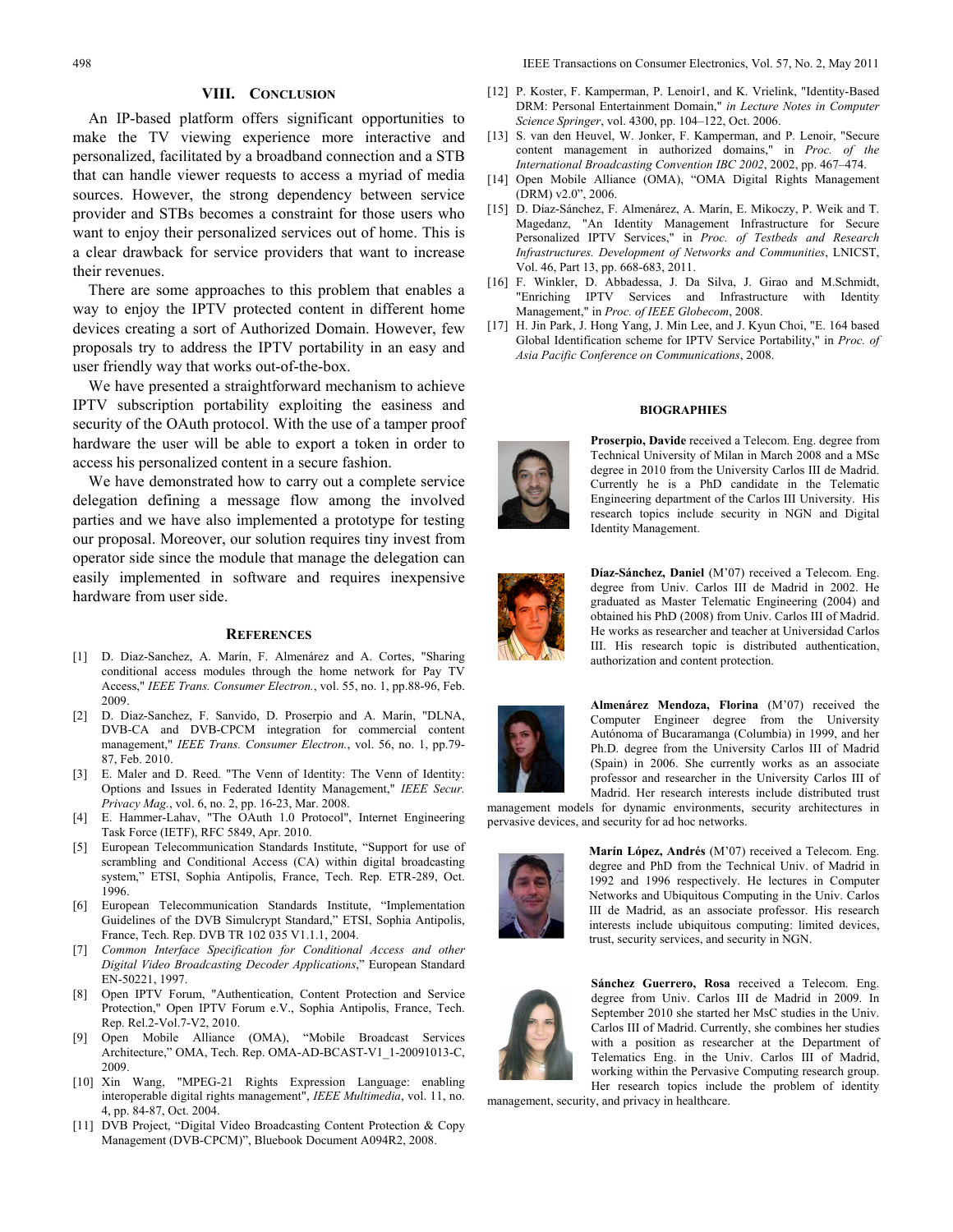## VIII. Conclusion

An IP-based platform offers significant opportunities to make the TV viewing experience more interactive and personalized, facilitated by a broadband connection and a STB that can handle viewer requests to access a myriad of media sources. However, the strong dependency between service provider and STBs becomes a constraint for those users who want to enjoy their personalized services out of home. This is a clear drawback for service providers that want to increase their revenues.

There are some approaches to this problem that enables a way to enjoy the IPTV protected content in different home devices creating a sort of Authorized Domain. However, few proposals try to address the IPTV portability in an easy and user friendly way that works out-of-the-box.

We have presented a straightforward mechanism to achieve IPTV subscription portability exploiting the easiness and security of the OAuth protocol. With the use of a tamper proof hardware the user will be able to export a token in order to access his personalized content in a secure fashion.

We have demonstrated how to carry out a complete service delegation defining a message flow among the involved parties and we have also implemented a prototype for testing our proposal. Moreover, our solution requires tiny invest from operator side since the module that manage the delegation can easily implemented in software and requires inexpensive hardware from user side.

## References

[1] D. Diaz-Sanchez, A. Marín, F. Almenárez and A. Cortes, "Sharing conditional access modules through the home network for Pay TV Access," *IEEE Trans. Consumer Electron.*, vol. 55, no. 1, pp.88-96, Feb. 2009.

[2] D. Diaz-Sanchez, F. Sanvido, D. Proserpio and A. Marín, "DLNA, DVB-CA and DVB-CPCM integration for commercial content management," *IEEE Trans. Consumer Electron.*, vol. 56, no. 1, pp.79-87, Feb. 2010.

[3] E. Maler and D. Reed. "The Venn of Identity: The Venn of Identity: Options and Issues in Federated Identity Management," *IEEE Secur. Privacy Mag.*, vol. 6, no. 2, pp. 16-23, Mar. 2008.

[4] E. Hammer-Lahav, "The OAuth 1.0 Protocol", Internet Engineering Task Force (IETF), RFC 5849, Apr. 2010.

[5] European Telecommunication Standards Institute, "Support for use of scrambling and Conditional Access (CA) within digital broadcasting system," ETSI, Sophia Antipolis, France, Tech. Rep. ETR-289, Oct. 1996.

[6] European Telecommunication Standards Institute, "Implementation Guidelines of the DVB Simulcrypt Standard," ETSI, Sophia Antipolis, France, Tech. Rep. DVB TR 102 035 V1.1.1, 2004.

[7] *Common Interface Specification for Conditional Access and other Digital Video Broadcasting Decoder Applications*," European Standard EN-50221, 1997.

[8] Open IPTV Forum, "Authentication, Content Protection and Service Protection," Open IPTV Forum e.V., Sophia Antipolis, France, Tech. Rep. Rel.2-Vol.7-V2, 2010.

[9] Open Mobile Alliance (OMA), "Mobile Broadcast Services Architecture," OMA, Tech. Rep. OMA-AD-BCAST-V1_1-20091013-C, 2009.

[10] Xin Wang, "MPEG-21 Rights Expression Language: enabling interoperable digital rights management", *IEEE Multimedia*, vol. 11, no. 4, pp. 84-87, Oct. 2004.

[11] DVB Project, "Digital Video Broadcasting Content Protection & Copy Management (DVB-CPCM)", Bluebook Document A094R2, 2008.

[12] P. Koster, F. Kamperman, P. Lenoir1, and K. Vrielink, "Identity-Based DRM: Personal Entertainment Domain," *in Lecture Notes in Computer Science Springer*, vol. 4300, pp. 104–122, Oct. 2006.

[13] S. van den Heuvel, W. Jonker, F. Kamperman, and P. Lenoir, "Secure content management in authorized domains," in *Proc. of the International Broadcasting Convention IBC 2002*, 2002, pp. 467–474.

[14] Open Mobile Alliance (OMA), "OMA Digital Rights Management (DRM) v2.0", 2006.

[15] D. Díaz-Sánchez, F. Almenárez, A. Marín, E. Mikoczy, P. Weik and T. Magedanz, "An Identity Management Infrastructure for Secure Personalized IPTV Services," in *Proc. of Testbeds and Research Infrastructures. Development of Networks and Communities*, LNICST, Vol. 46, Part 13, pp. 668-683, 2011.

[16] F. Winkler, D. Abbadessa, J. Da Silva, J. Girao and M.Schmidt, "Enriching IPTV Services and Infrastructure with Identity Management," in *Proc. of IEEE Globecom*, 2008.

[17] H. Jin Park, J. Hong Yang, J. Min Lee, and J. Kyun Choi, "E. 164 based Global Identification scheme for IPTV Service Portability," in *Proc. of Asia Pacific Conference on Communications*, 2008.

## Biographies

**Proserpio, Davide** received a Telecom. Eng. degree from Technical University of Milan in March 2008 and a MSc degree in 2010 from the University Carlos III de Madrid. Currently he is a PhD candidate in the Telematic Engineering department of the Carlos III University. His research topics include security in NGN and Digital Identity Management.

**Díaz-Sánchez, Daniel** (M'07) received a Telecom. Eng. degree from Univ. Carlos III de Madrid in 2002. He graduated as Master Telematic Engineering (2004) and obtained his PhD (2008) from Univ. Carlos III of Madrid. He works as researcher and teacher at Universidad Carlos III. His research topic is distributed authentication, authorization and content protection.

**Almenárez Mendoza, Florina** (M'07) received the Computer Engineer degree from the University Autónoma of Bucaramanga (Columbia) in 1999, and her Ph.D. degree from the University Carlos III of Madrid (Spain) in 2006. She currently works as an associate professor and researcher in the University Carlos III of Madrid. Her research interests include distributed trust management models for dynamic environments, security architectures in pervasive devices, and security for ad hoc networks.

**Marín López, Andrés** (M'07) received a Telecom. Eng. degree and PhD from the Technical Univ. of Madrid in 1992 and 1996 respectively. He lectures in Computer Networks and Ubiquitous Computing in the Univ. Carlos III de Madrid, as an associate professor. His research interests include ubiquitous computing: limited devices, trust, security services, and security in NGN.

**Sánchez Guerrero, Rosa** received a Telecom. Eng. degree from Univ. Carlos III de Madrid in 2009. In September 2010 she started her MsC studies in the Univ. Carlos III of Madrid. Currently, she combines her studies with a position as researcher at the Department of Telematics Eng. in the Univ. Carlos III of Madrid, working within the Pervasive Computing research group. Her research topics include the problem of identity management, security, and privacy in healthcare.